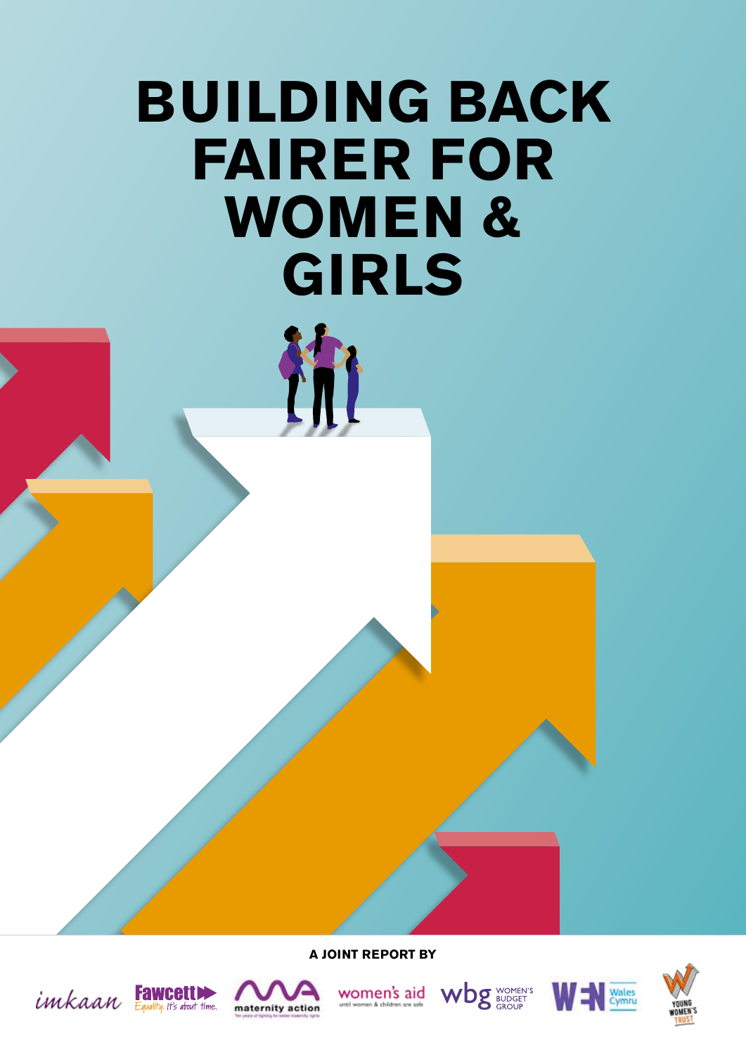# BUILDING BACK FAIRER FOR WOMEN & GIRLS

**A JOINT REPORT BY**

imkaan

Fawcett Equality. It's about time.

maternity action

women's aid until women & children are safe

wbg WOMEN'S BUDGET GROUP

WEN Wales Cymru

YOUNG WOMEN'S TRUST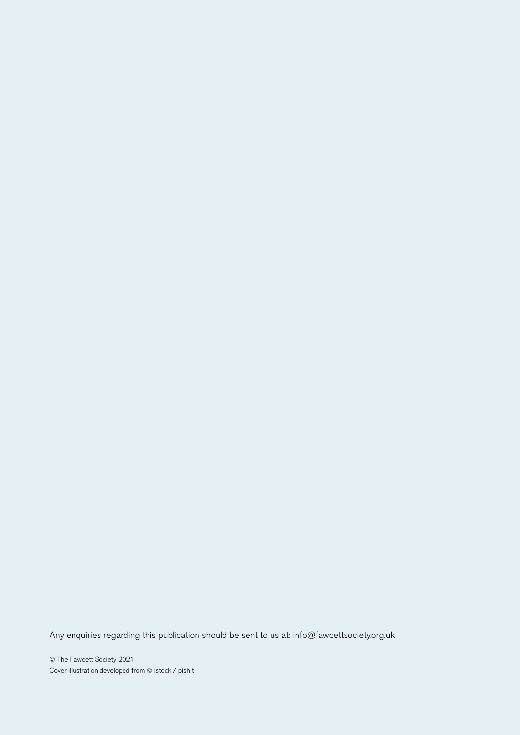Any enquiries regarding this publication should be sent to us at: info@fawcettsociety.org.uk

© The Fawcett Society 2021
Cover illustration developed from © istock / pishit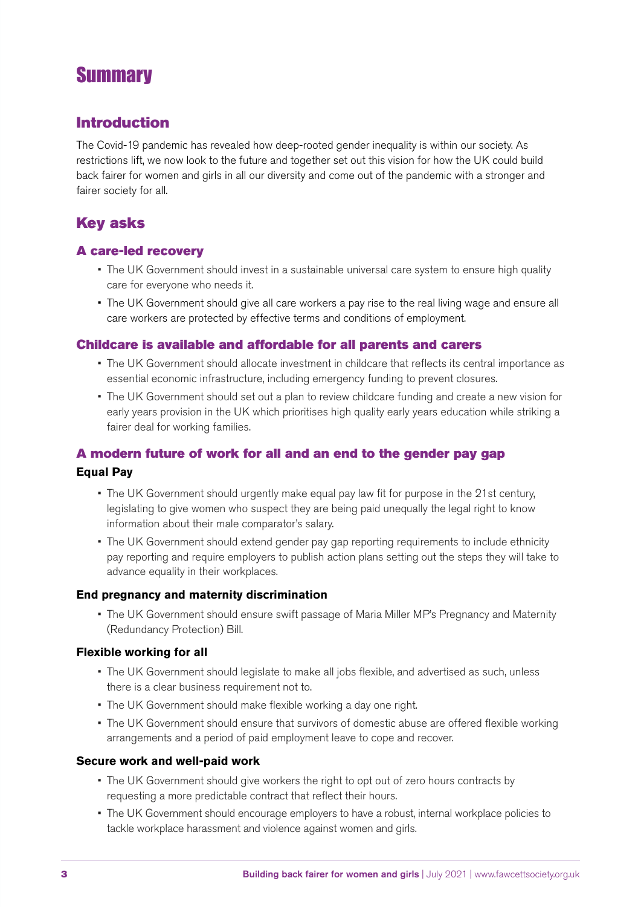# Summary

## Introduction

The Covid-19 pandemic has revealed how deep-rooted gender inequality is within our society. As restrictions lift, we now look to the future and together set out this vision for how the UK could build back fairer for women and girls in all our diversity and come out of the pandemic with a stronger and fairer society for all.

## Key asks

### A care-led recovery

- The UK Government should invest in a sustainable universal care system to ensure high quality care for everyone who needs it.
- The UK Government should give all care workers a pay rise to the real living wage and ensure all care workers are protected by effective terms and conditions of employment.

### Childcare is available and affordable for all parents and carers

- The UK Government should allocate investment in childcare that reflects its central importance as essential economic infrastructure, including emergency funding to prevent closures.
- The UK Government should set out a plan to review childcare funding and create a new vision for early years provision in the UK which prioritises high quality early years education while striking a fairer deal for working families.

### A modern future of work for all and an end to the gender pay gap

#### Equal Pay

- The UK Government should urgently make equal pay law fit for purpose in the 21st century, legislating to give women who suspect they are being paid unequally the legal right to know information about their male comparator's salary.
- The UK Government should extend gender pay gap reporting requirements to include ethnicity pay reporting and require employers to publish action plans setting out the steps they will take to advance equality in their workplaces.

#### End pregnancy and maternity discrimination

- The UK Government should ensure swift passage of Maria Miller MP's Pregnancy and Maternity (Redundancy Protection) Bill.

#### Flexible working for all

- The UK Government should legislate to make all jobs flexible, and advertised as such, unless there is a clear business requirement not to.
- The UK Government should make flexible working a day one right.
- The UK Government should ensure that survivors of domestic abuse are offered flexible working arrangements and a period of paid employment leave to cope and recover.

#### Secure work and well-paid work

- The UK Government should give workers the right to opt out of zero hours contracts by requesting a more predictable contract that reflect their hours.
- The UK Government should encourage employers to have a robust, internal workplace policies to tackle workplace harassment and violence against women and girls.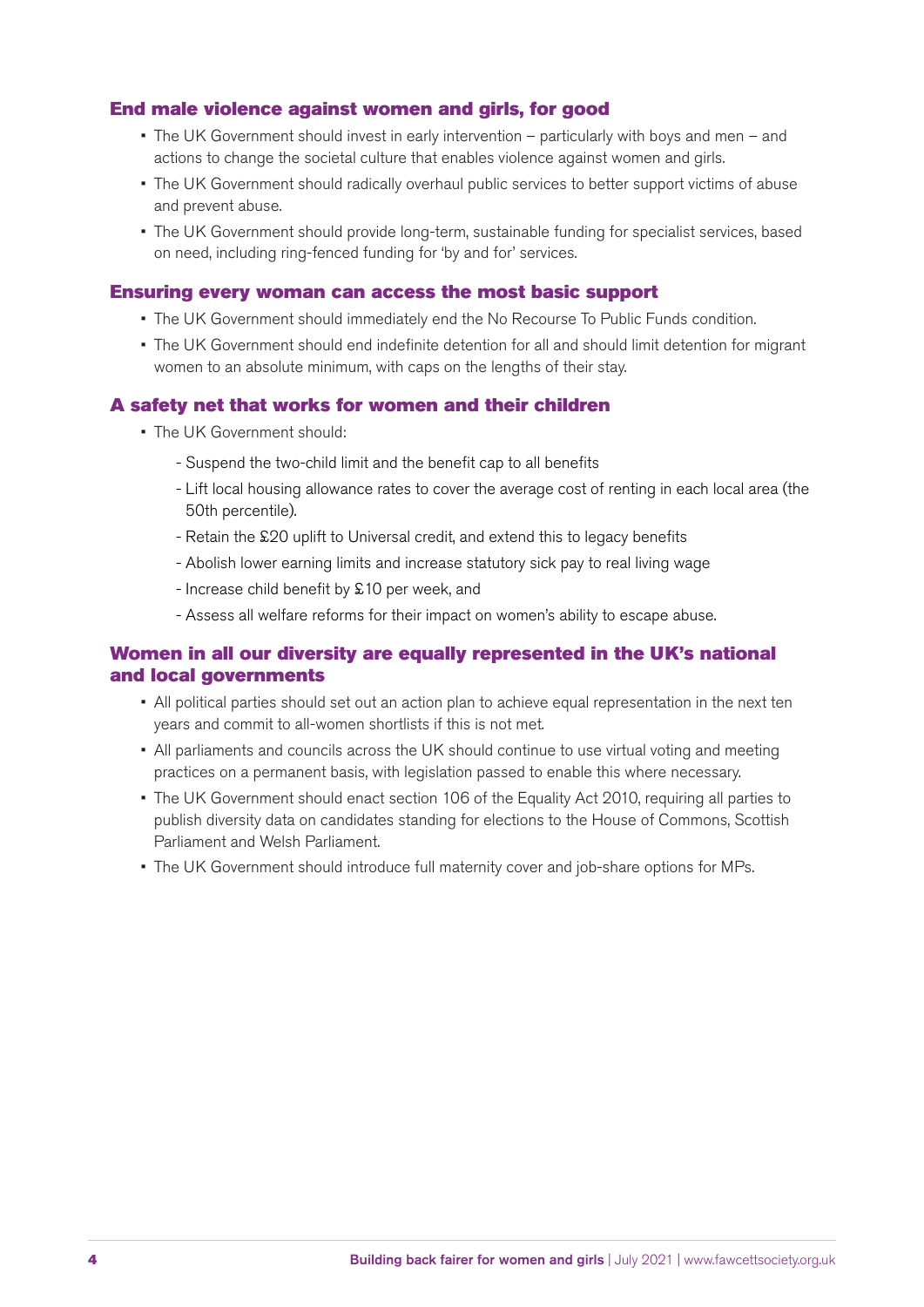### End male violence against women and girls, for good

- The UK Government should invest in early intervention – particularly with boys and men – and actions to change the societal culture that enables violence against women and girls.
- The UK Government should radically overhaul public services to better support victims of abuse and prevent abuse.
- The UK Government should provide long-term, sustainable funding for specialist services, based on need, including ring-fenced funding for 'by and for' services.

### Ensuring every woman can access the most basic support

- The UK Government should immediately end the No Recourse To Public Funds condition.
- The UK Government should end indefinite detention for all and should limit detention for migrant women to an absolute minimum, with caps on the lengths of their stay.

### A safety net that works for women and their children

- The UK Government should:
  - Suspend the two-child limit and the benefit cap to all benefits
  - Lift local housing allowance rates to cover the average cost of renting in each local area (the 50th percentile).
  - Retain the £20 uplift to Universal credit, and extend this to legacy benefits
  - Abolish lower earning limits and increase statutory sick pay to real living wage
  - Increase child benefit by £10 per week, and
  - Assess all welfare reforms for their impact on women's ability to escape abuse.

### Women in all our diversity are equally represented in the UK's national and local governments

- All political parties should set out an action plan to achieve equal representation in the next ten years and commit to all-women shortlists if this is not met.
- All parliaments and councils across the UK should continue to use virtual voting and meeting practices on a permanent basis, with legislation passed to enable this where necessary.
- The UK Government should enact section 106 of the Equality Act 2010, requiring all parties to publish diversity data on candidates standing for elections to the House of Commons, Scottish Parliament and Welsh Parliament.
- The UK Government should introduce full maternity cover and job-share options for MPs.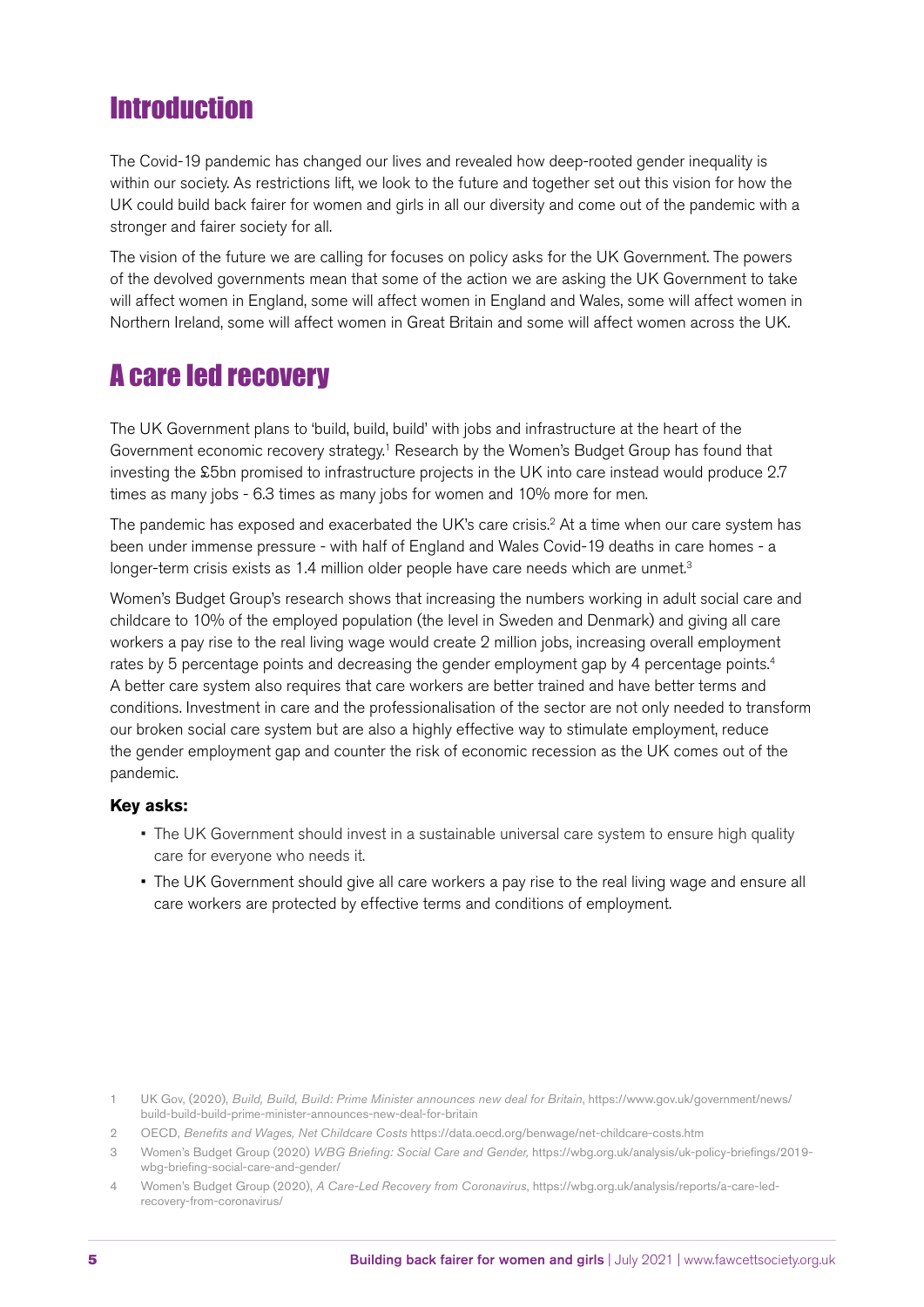## Introduction

The Covid-19 pandemic has changed our lives and revealed how deep-rooted gender inequality is within our society. As restrictions lift, we look to the future and together set out this vision for how the UK could build back fairer for women and girls in all our diversity and come out of the pandemic with a stronger and fairer society for all.

The vision of the future we are calling for focuses on policy asks for the UK Government. The powers of the devolved governments mean that some of the action we are asking the UK Government to take will affect women in England, some will affect women in England and Wales, some will affect women in Northern Ireland, some will affect women in Great Britain and some will affect women across the UK.

## A care led recovery

The UK Government plans to 'build, build, build' with jobs and infrastructure at the heart of the Government economic recovery strategy.[1] Research by the Women's Budget Group has found that investing the £5bn promised to infrastructure projects in the UK into care instead would produce 2.7 times as many jobs - 6.3 times as many jobs for women and 10% more for men.

The pandemic has exposed and exacerbated the UK's care crisis.[2] At a time when our care system has been under immense pressure - with half of England and Wales Covid-19 deaths in care homes - a longer-term crisis exists as 1.4 million older people have care needs which are unmet.[3]

Women's Budget Group's research shows that increasing the numbers working in adult social care and childcare to 10% of the employed population (the level in Sweden and Denmark) and giving all care workers a pay rise to the real living wage would create 2 million jobs, increasing overall employment rates by 5 percentage points and decreasing the gender employment gap by 4 percentage points.[4] A better care system also requires that care workers are better trained and have better terms and conditions. Investment in care and the professionalisation of the sector are not only needed to transform our broken social care system but are also a highly effective way to stimulate employment, reduce the gender employment gap and counter the risk of economic recession as the UK comes out of the pandemic.

**Key asks:**

- The UK Government should invest in a sustainable universal care system to ensure high quality care for everyone who needs it.
- The UK Government should give all care workers a pay rise to the real living wage and ensure all care workers are protected by effective terms and conditions of employment.

1 UK Gov, (2020), *Build, Build, Build: Prime Minister announces new deal for Britain*, https://www.gov.uk/government/news/build-build-build-prime-minister-announces-new-deal-for-britain

2 OECD, *Benefits and Wages, Net Childcare Costs* https://data.oecd.org/benwage/net-childcare-costs.htm

3 Women's Budget Group (2020) *WBG Briefing: Social Care and Gender,* https://wbg.org.uk/analysis/uk-policy-briefings/2019-wbg-briefing-social-care-and-gender/

4 Women's Budget Group (2020), *A Care-Led Recovery from Coronavirus*, https://wbg.org.uk/analysis/reports/a-care-led-recovery-from-coronavirus/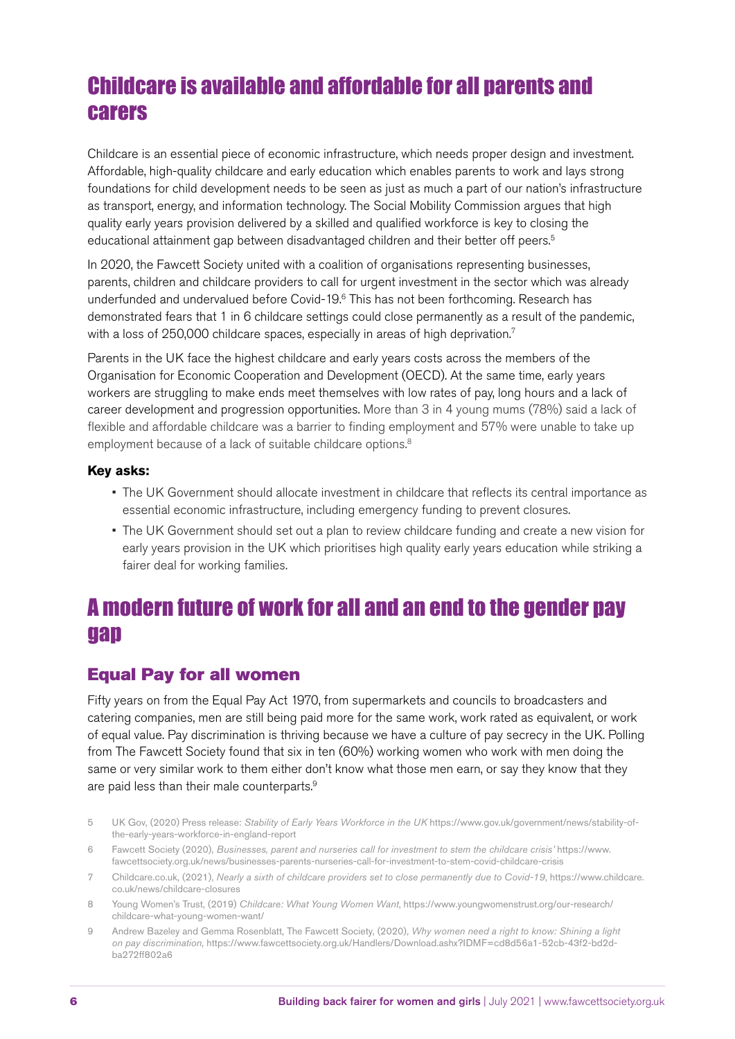# Childcare is available and affordable for all parents and carers

Childcare is an essential piece of economic infrastructure, which needs proper design and investment. Affordable, high-quality childcare and early education which enables parents to work and lays strong foundations for child development needs to be seen as just as much a part of our nation's infrastructure as transport, energy, and information technology. The Social Mobility Commission argues that high quality early years provision delivered by a skilled and qualified workforce is key to closing the educational attainment gap between disadvantaged children and their better off peers.[5]

In 2020, the Fawcett Society united with a coalition of organisations representing businesses, parents, children and childcare providers to call for urgent investment in the sector which was already underfunded and undervalued before Covid-19.[6] This has not been forthcoming. Research has demonstrated fears that 1 in 6 childcare settings could close permanently as a result of the pandemic, with a loss of 250,000 childcare spaces, especially in areas of high deprivation.[7]

Parents in the UK face the highest childcare and early years costs across the members of the Organisation for Economic Cooperation and Development (OECD). At the same time, early years workers are struggling to make ends meet themselves with low rates of pay, long hours and a lack of career development and progression opportunities. More than 3 in 4 young mums (78%) said a lack of flexible and affordable childcare was a barrier to finding employment and 57% were unable to take up employment because of a lack of suitable childcare options.[8]

**Key asks:**

- The UK Government should allocate investment in childcare that reflects its central importance as essential economic infrastructure, including emergency funding to prevent closures.
- The UK Government should set out a plan to review childcare funding and create a new vision for early years provision in the UK which prioritises high quality early years education while striking a fairer deal for working families.

# A modern future of work for all and an end to the gender pay gap

## Equal Pay for all women

Fifty years on from the Equal Pay Act 1970, from supermarkets and councils to broadcasters and catering companies, men are still being paid more for the same work, work rated as equivalent, or work of equal value. Pay discrimination is thriving because we have a culture of pay secrecy in the UK. Polling from The Fawcett Society found that six in ten (60%) working women who work with men doing the same or very similar work to them either don't know what those men earn, or say they know that they are paid less than their male counterparts.[9]

5 UK Gov, (2020) Press release: *Stability of Early Years Workforce in the UK* https://www.gov.uk/government/news/stability-of-the-early-years-workforce-in-england-report

6 Fawcett Society (2020), *Businesses, parent and nurseries call for investment to stem the childcare crisis'* https://www.fawcettsociety.org.uk/news/businesses-parents-nurseries-call-for-investment-to-stem-covid-childcare-crisis

7 Childcare.co.uk, (2021), *Nearly a sixth of childcare providers set to close permanently due to Covid-19*, https://www.childcare.co.uk/news/childcare-closures

8 Young Women's Trust, (2019) *Childcare: What Young Women Want*, https://www.youngwomenstrust.org/our-research/childcare-what-young-women-want/

9 Andrew Bazeley and Gemma Rosenblatt, The Fawcett Society, (2020), *Why women need a right to know: Shining a light on pay discrimination*, https://www.fawcettsociety.org.uk/Handlers/Download.ashx?IDMF=cd8d56a1-52cb-43f2-bd2d-ba272ff802a6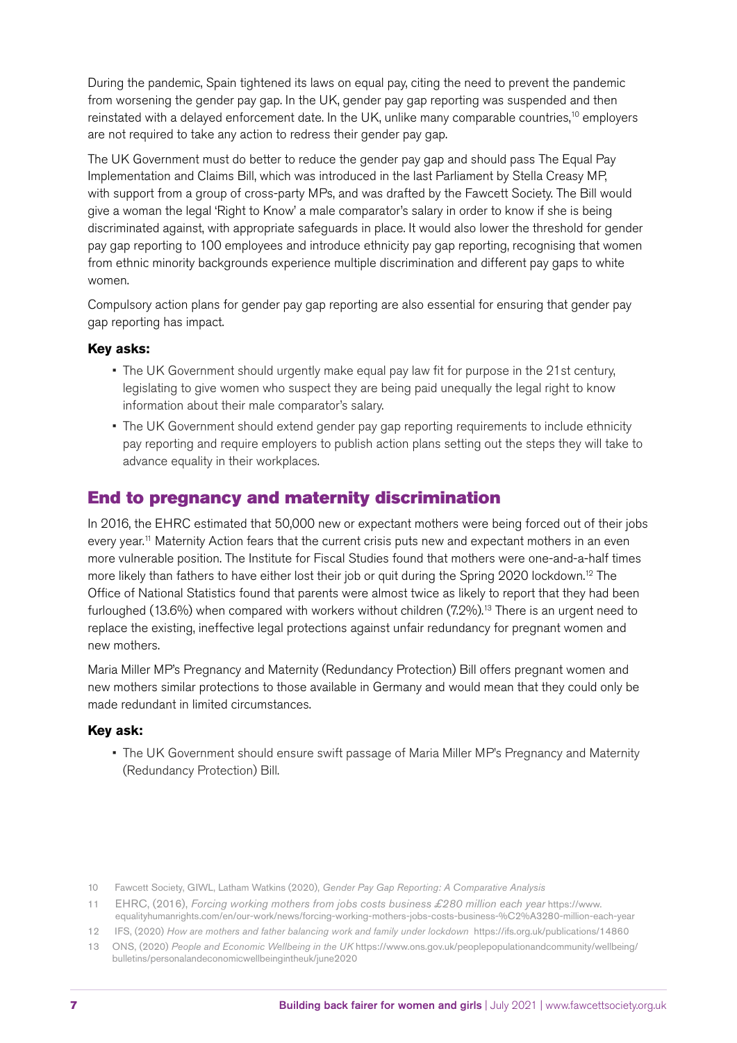During the pandemic, Spain tightened its laws on equal pay, citing the need to prevent the pandemic from worsening the gender pay gap. In the UK, gender pay gap reporting was suspended and then reinstated with a delayed enforcement date. In the UK, unlike many comparable countries,[10] employers are not required to take any action to redress their gender pay gap.

The UK Government must do better to reduce the gender pay gap and should pass The Equal Pay Implementation and Claims Bill, which was introduced in the last Parliament by Stella Creasy MP, with support from a group of cross-party MPs, and was drafted by the Fawcett Society. The Bill would give a woman the legal 'Right to Know' a male comparator's salary in order to know if she is being discriminated against, with appropriate safeguards in place. It would also lower the threshold for gender pay gap reporting to 100 employees and introduce ethnicity pay gap reporting, recognising that women from ethnic minority backgrounds experience multiple discrimination and different pay gaps to white women.

Compulsory action plans for gender pay gap reporting are also essential for ensuring that gender pay gap reporting has impact.

**Key asks:**

- The UK Government should urgently make equal pay law fit for purpose in the 21st century, legislating to give women who suspect they are being paid unequally the legal right to know information about their male comparator's salary.
- The UK Government should extend gender pay gap reporting requirements to include ethnicity pay reporting and require employers to publish action plans setting out the steps they will take to advance equality in their workplaces.

## End to pregnancy and maternity discrimination

In 2016, the EHRC estimated that 50,000 new or expectant mothers were being forced out of their jobs every year.[11] Maternity Action fears that the current crisis puts new and expectant mothers in an even more vulnerable position. The Institute for Fiscal Studies found that mothers were one-and-a-half times more likely than fathers to have either lost their job or quit during the Spring 2020 lockdown.[12] The Office of National Statistics found that parents were almost twice as likely to report that they had been furloughed (13.6%) when compared with workers without children (7.2%).[13] There is an urgent need to replace the existing, ineffective legal protections against unfair redundancy for pregnant women and new mothers.

Maria Miller MP's Pregnancy and Maternity (Redundancy Protection) Bill offers pregnant women and new mothers similar protections to those available in Germany and would mean that they could only be made redundant in limited circumstances.

**Key ask:**

- The UK Government should ensure swift passage of Maria Miller MP's Pregnancy and Maternity (Redundancy Protection) Bill.

10 Fawcett Society, GIWL, Latham Watkins (2020), *Gender Pay Gap Reporting: A Comparative Analysis*

11 EHRC, (2016), *Forcing working mothers from jobs costs business £280 million each year* https://www.equalityhumanrights.com/en/our-work/news/forcing-working-mothers-jobs-costs-business-%C2%A3280-million-each-year

12 IFS, (2020) *How are mothers and father balancing work and family under lockdown* https://ifs.org.uk/publications/14860

13 ONS, (2020) *People and Economic Wellbeing in the UK* https://www.ons.gov.uk/peoplepopulationandcommunity/wellbeing/bulletins/personalandeconomicwellbeingintheuk/june2020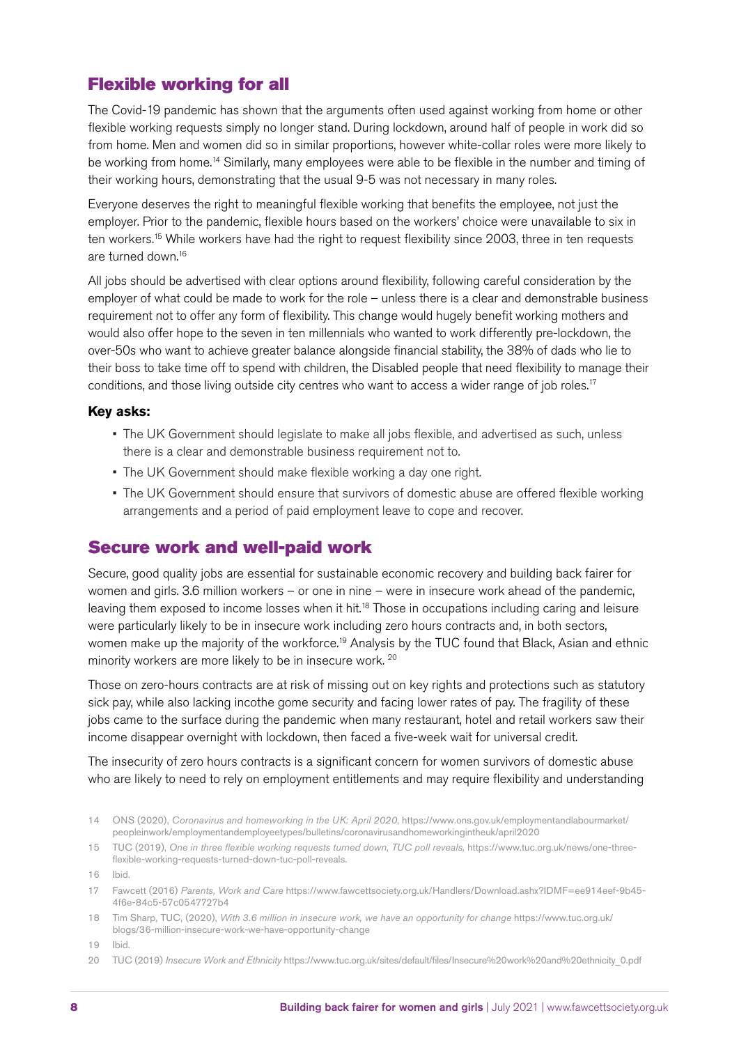## Flexible working for all

The Covid-19 pandemic has shown that the arguments often used against working from home or other flexible working requests simply no longer stand. During lockdown, around half of people in work did so from home. Men and women did so in similar proportions, however white-collar roles were more likely to be working from home.[14] Similarly, many employees were able to be flexible in the number and timing of their working hours, demonstrating that the usual 9-5 was not necessary in many roles.

Everyone deserves the right to meaningful flexible working that benefits the employee, not just the employer. Prior to the pandemic, flexible hours based on the workers' choice were unavailable to six in ten workers.[15] While workers have had the right to request flexibility since 2003, three in ten requests are turned down.[16]

All jobs should be advertised with clear options around flexibility, following careful consideration by the employer of what could be made to work for the role – unless there is a clear and demonstrable business requirement not to offer any form of flexibility. This change would hugely benefit working mothers and would also offer hope to the seven in ten millennials who wanted to work differently pre-lockdown, the over-50s who want to achieve greater balance alongside financial stability, the 38% of dads who lie to their boss to take time off to spend with children, the Disabled people that need flexibility to manage their conditions, and those living outside city centres who want to access a wider range of job roles.[17]

**Key asks:**

- The UK Government should legislate to make all jobs flexible, and advertised as such, unless there is a clear and demonstrable business requirement not to.
- The UK Government should make flexible working a day one right.
- The UK Government should ensure that survivors of domestic abuse are offered flexible working arrangements and a period of paid employment leave to cope and recover.

## Secure work and well-paid work

Secure, good quality jobs are essential for sustainable economic recovery and building back fairer for women and girls. 3.6 million workers – or one in nine – were in insecure work ahead of the pandemic, leaving them exposed to income losses when it hit.[18] Those in occupations including caring and leisure were particularly likely to be in insecure work including zero hours contracts and, in both sectors, women make up the majority of the workforce.[19] Analysis by the TUC found that Black, Asian and ethnic minority workers are more likely to be in insecure work. [20]

Those on zero-hours contracts are at risk of missing out on key rights and protections such as statutory sick pay, while also lacking incothe gome security and facing lower rates of pay. The fragility of these jobs came to the surface during the pandemic when many restaurant, hotel and retail workers saw their income disappear overnight with lockdown, then faced a five-week wait for universal credit.

The insecurity of zero hours contracts is a significant concern for women survivors of domestic abuse who are likely to need to rely on employment entitlements and may require flexibility and understanding

14 ONS (2020), *Coronavirus and homeworking in the UK: April 2020*, https://www.ons.gov.uk/employmentandlabourmarket/peopleinwork/employmentandemployeetypes/bulletins/coronavirusandhomeworkingintheuk/april2020

15 TUC (2019), *One in three flexible working requests turned down, TUC poll reveals*, https://www.tuc.org.uk/news/one-three-flexible-working-requests-turned-down-tuc-poll-reveals.

16 Ibid.

17 Fawcett (2016) *Parents, Work and Care* https://www.fawcettsociety.org.uk/Handlers/Download.ashx?IDMF=ee914eef-9b45-4f6e-84c5-57c0547727b4

18 Tim Sharp, TUC, (2020), *With 3.6 million in insecure work, we have an opportunity for change* https://www.tuc.org.uk/blogs/36-million-insecure-work-we-have-opportunity-change

19 Ibid.

20 TUC (2019) *Insecure Work and Ethnicity* https://www.tuc.org.uk/sites/default/files/Insecure%20work%20and%20ethnicity_0.pdf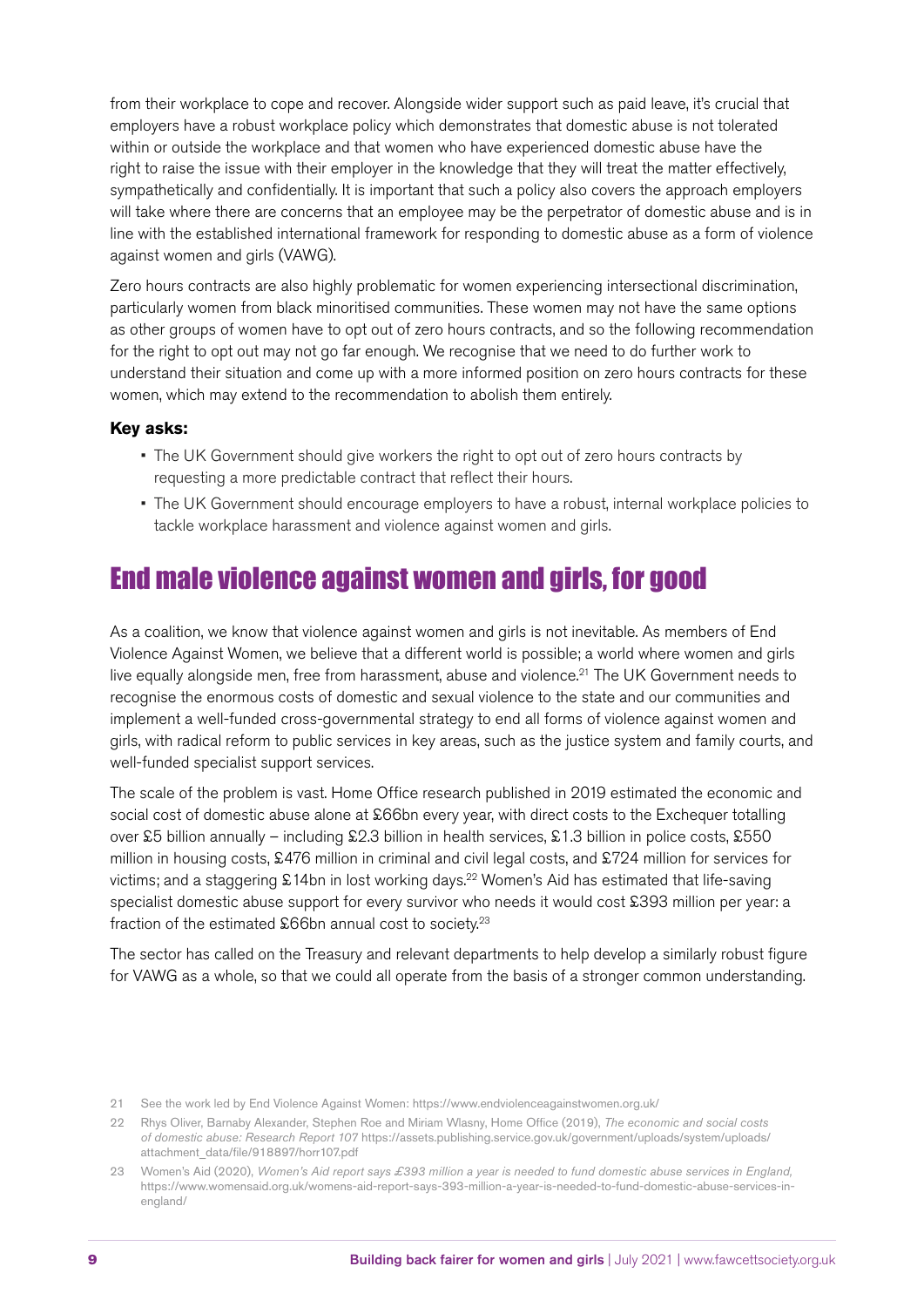from their workplace to cope and recover. Alongside wider support such as paid leave, it's crucial that employers have a robust workplace policy which demonstrates that domestic abuse is not tolerated within or outside the workplace and that women who have experienced domestic abuse have the right to raise the issue with their employer in the knowledge that they will treat the matter effectively, sympathetically and confidentially. It is important that such a policy also covers the approach employers will take where there are concerns that an employee may be the perpetrator of domestic abuse and is in line with the established international framework for responding to domestic abuse as a form of violence against women and girls (VAWG).

Zero hours contracts are also highly problematic for women experiencing intersectional discrimination, particularly women from black minoritised communities. These women may not have the same options as other groups of women have to opt out of zero hours contracts, and so the following recommendation for the right to opt out may not go far enough. We recognise that we need to do further work to understand their situation and come up with a more informed position on zero hours contracts for these women, which may extend to the recommendation to abolish them entirely.

**Key asks:**

- The UK Government should give workers the right to opt out of zero hours contracts by requesting a more predictable contract that reflect their hours.
- The UK Government should encourage employers to have a robust, internal workplace policies to tackle workplace harassment and violence against women and girls.

## End male violence against women and girls, for good

As a coalition, we know that violence against women and girls is not inevitable. As members of End Violence Against Women, we believe that a different world is possible; a world where women and girls live equally alongside men, free from harassment, abuse and violence.[21] The UK Government needs to recognise the enormous costs of domestic and sexual violence to the state and our communities and implement a well-funded cross-governmental strategy to end all forms of violence against women and girls, with radical reform to public services in key areas, such as the justice system and family courts, and well-funded specialist support services.

The scale of the problem is vast. Home Office research published in 2019 estimated the economic and social cost of domestic abuse alone at £66bn every year, with direct costs to the Exchequer totalling over £5 billion annually – including £2.3 billion in health services, £1.3 billion in police costs, £550 million in housing costs, £476 million in criminal and civil legal costs, and £724 million for services for victims; and a staggering £14bn in lost working days.[22] Women's Aid has estimated that life-saving specialist domestic abuse support for every survivor who needs it would cost £393 million per year: a fraction of the estimated £66bn annual cost to society.[23]

The sector has called on the Treasury and relevant departments to help develop a similarly robust figure for VAWG as a whole, so that we could all operate from the basis of a stronger common understanding.

---

21 See the work led by End Violence Against Women: https://www.endviolenceagainstwomen.org.uk/

22 Rhys Oliver, Barnaby Alexander, Stephen Roe and Miriam Wlasny, Home Office (2019), *The economic and social costs of domestic abuse: Research Report 107* https://assets.publishing.service.gov.uk/government/uploads/system/uploads/attachment_data/file/918897/horr107.pdf

23 Women's Aid (2020), *Women's Aid report says £393 million a year is needed to fund domestic abuse services in England,* https://www.womensaid.org.uk/womens-aid-report-says-393-million-a-year-is-needed-to-fund-domestic-abuse-services-in-england/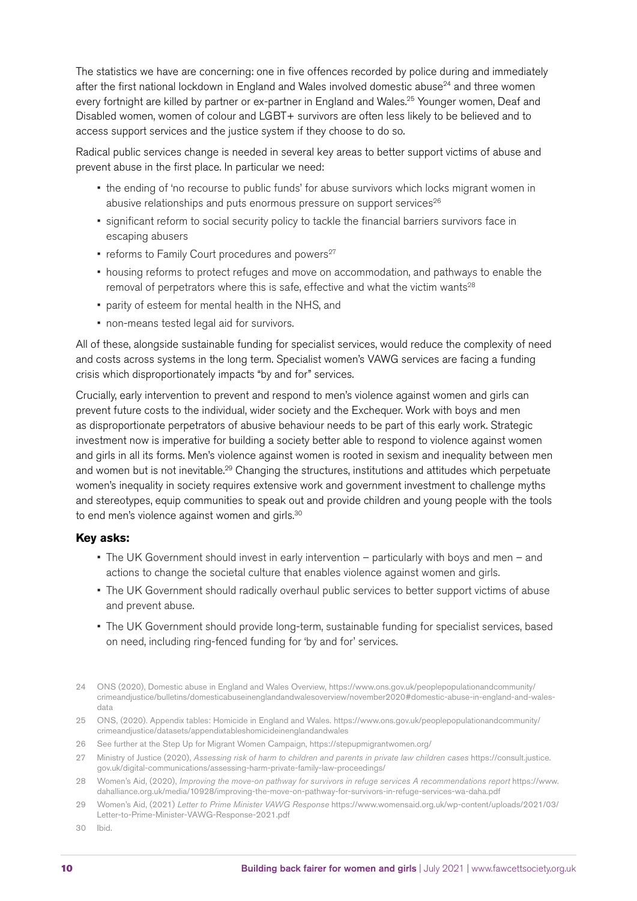The statistics we have are concerning: one in five offences recorded by police during and immediately after the first national lockdown in England and Wales involved domestic abuse[24] and three women every fortnight are killed by partner or ex-partner in England and Wales.[25] Younger women, Deaf and Disabled women, women of colour and LGBT+ survivors are often less likely to be believed and to access support services and the justice system if they choose to do so.

Radical public services change is needed in several key areas to better support victims of abuse and prevent abuse in the first place. In particular we need:

- the ending of 'no recourse to public funds' for abuse survivors which locks migrant women in abusive relationships and puts enormous pressure on support services[26]
- significant reform to social security policy to tackle the financial barriers survivors face in escaping abusers
- reforms to Family Court procedures and powers[27]
- housing reforms to protect refuges and move on accommodation, and pathways to enable the removal of perpetrators where this is safe, effective and what the victim wants[28]
- parity of esteem for mental health in the NHS, and
- non-means tested legal aid for survivors.

All of these, alongside sustainable funding for specialist services, would reduce the complexity of need and costs across systems in the long term. Specialist women's VAWG services are facing a funding crisis which disproportionately impacts "by and for" services.

Crucially, early intervention to prevent and respond to men's violence against women and girls can prevent future costs to the individual, wider society and the Exchequer. Work with boys and men as disproportionate perpetrators of abusive behaviour needs to be part of this early work. Strategic investment now is imperative for building a society better able to respond to violence against women and girls in all its forms. Men's violence against women is rooted in sexism and inequality between men and women but is not inevitable.[29] Changing the structures, institutions and attitudes which perpetuate women's inequality in society requires extensive work and government investment to challenge myths and stereotypes, equip communities to speak out and provide children and young people with the tools to end men's violence against women and girls.[30]

**Key asks:**

- The UK Government should invest in early intervention – particularly with boys and men – and actions to change the societal culture that enables violence against women and girls.
- The UK Government should radically overhaul public services to better support victims of abuse and prevent abuse.
- The UK Government should provide long-term, sustainable funding for specialist services, based on need, including ring-fenced funding for 'by and for' services.

24 ONS (2020), Domestic abuse in England and Wales Overview, https://www.ons.gov.uk/peoplepopulationandcommunity/crimeandjustice/bulletins/domesticabuseinenglandandwalesoverview/november2020#domestic-abuse-in-england-and-wales-data

25 ONS, (2020). Appendix tables: Homicide in England and Wales. https://www.ons.gov.uk/peoplepopulationandcommunity/crimeandjustice/datasets/appendixtableshomicideinenglandandwales

26 See further at the Step Up for Migrant Women Campaign, https://stepupmigrantwomen.org/

27 Ministry of Justice (2020), *Assessing risk of harm to children and parents in private law children cases* https://consult.justice.gov.uk/digital-communications/assessing-harm-private-family-law-proceedings/

28 Women's Aid, (2020), *Improving the move-on pathway for survivors in refuge services A recommendations report* https://www.dahalliance.org.uk/media/10928/improving-the-move-on-pathway-for-survivors-in-refuge-services-wa-daha.pdf

29 Women's Aid, (2021) *Letter to Prime Minister VAWG Response* https://www.womensaid.org.uk/wp-content/uploads/2021/03/Letter-to-Prime-Minister-VAWG-Response-2021.pdf

30 Ibid.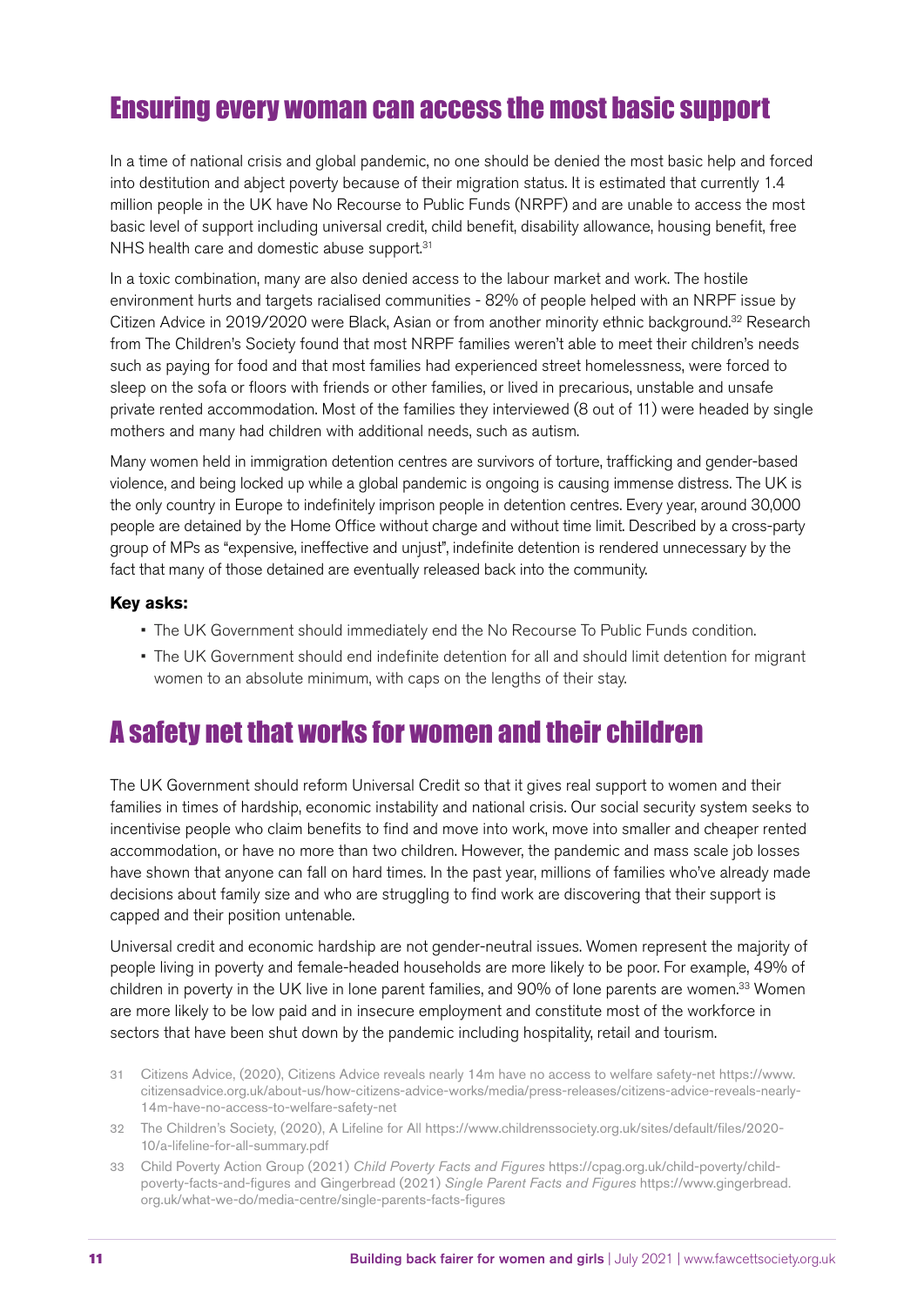## Ensuring every woman can access the most basic support

In a time of national crisis and global pandemic, no one should be denied the most basic help and forced into destitution and abject poverty because of their migration status. It is estimated that currently 1.4 million people in the UK have No Recourse to Public Funds (NRPF) and are unable to access the most basic level of support including universal credit, child benefit, disability allowance, housing benefit, free NHS health care and domestic abuse support.[31]

In a toxic combination, many are also denied access to the labour market and work. The hostile environment hurts and targets racialised communities - 82% of people helped with an NRPF issue by Citizen Advice in 2019/2020 were Black, Asian or from another minority ethnic background.[32] Research from The Children's Society found that most NRPF families weren't able to meet their children's needs such as paying for food and that most families had experienced street homelessness, were forced to sleep on the sofa or floors with friends or other families, or lived in precarious, unstable and unsafe private rented accommodation. Most of the families they interviewed (8 out of 11) were headed by single mothers and many had children with additional needs, such as autism.

Many women held in immigration detention centres are survivors of torture, trafficking and gender-based violence, and being locked up while a global pandemic is ongoing is causing immense distress. The UK is the only country in Europe to indefinitely imprison people in detention centres. Every year, around 30,000 people are detained by the Home Office without charge and without time limit. Described by a cross-party group of MPs as "expensive, ineffective and unjust", indefinite detention is rendered unnecessary by the fact that many of those detained are eventually released back into the community.

**Key asks:**

- The UK Government should immediately end the No Recourse To Public Funds condition.
- The UK Government should end indefinite detention for all and should limit detention for migrant women to an absolute minimum, with caps on the lengths of their stay.

## A safety net that works for women and their children

The UK Government should reform Universal Credit so that it gives real support to women and their families in times of hardship, economic instability and national crisis. Our social security system seeks to incentivise people who claim benefits to find and move into work, move into smaller and cheaper rented accommodation, or have no more than two children. However, the pandemic and mass scale job losses have shown that anyone can fall on hard times. In the past year, millions of families who've already made decisions about family size and who are struggling to find work are discovering that their support is capped and their position untenable.

Universal credit and economic hardship are not gender-neutral issues. Women represent the majority of people living in poverty and female-headed households are more likely to be poor. For example, 49% of children in poverty in the UK live in lone parent families, and 90% of lone parents are women.[33] Women are more likely to be low paid and in insecure employment and constitute most of the workforce in sectors that have been shut down by the pandemic including hospitality, retail and tourism.

31 Citizens Advice, (2020), Citizens Advice reveals nearly 14m have no access to welfare safety-net https://www.citizensadvice.org.uk/about-us/how-citizens-advice-works/media/press-releases/citizens-advice-reveals-nearly-14m-have-no-access-to-welfare-safety-net

32 The Children's Society, (2020), A Lifeline for All https://www.childrenssociety.org.uk/sites/default/files/2020-10/a-lifeline-for-all-summary.pdf

33 Child Poverty Action Group (2021) *Child Poverty Facts and Figures* https://cpag.org.uk/child-poverty/child-poverty-facts-and-figures and Gingerbread (2021) *Single Parent Facts and Figures* https://www.gingerbread.org.uk/what-we-do/media-centre/single-parents-facts-figures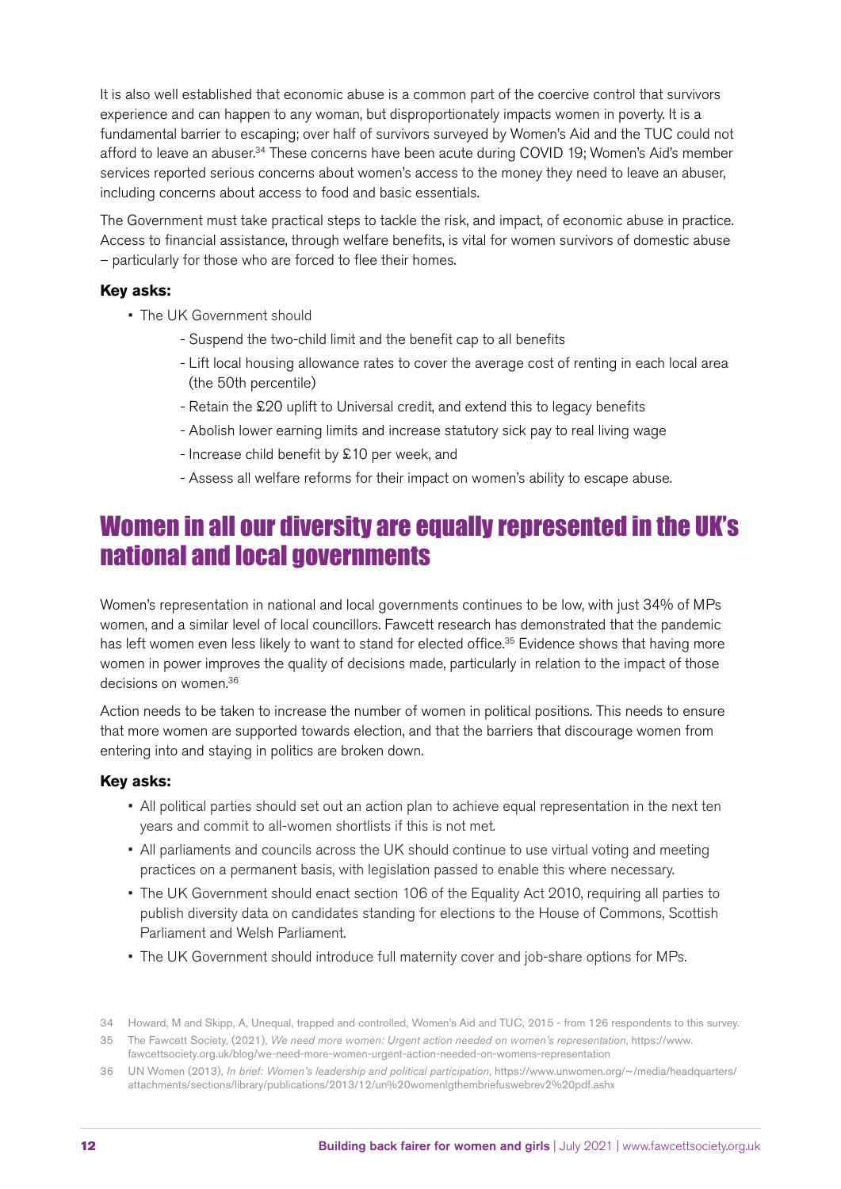It is also well established that economic abuse is a common part of the coercive control that survivors experience and can happen to any woman, but disproportionately impacts women in poverty. It is a fundamental barrier to escaping; over half of survivors surveyed by Women's Aid and the TUC could not afford to leave an abuser.[34] These concerns have been acute during COVID 19; Women's Aid's member services reported serious concerns about women's access to the money they need to leave an abuser, including concerns about access to food and basic essentials.

The Government must take practical steps to tackle the risk, and impact, of economic abuse in practice. Access to financial assistance, through welfare benefits, is vital for women survivors of domestic abuse – particularly for those who are forced to flee their homes.

**Key asks:**

- The UK Government should
  - Suspend the two-child limit and the benefit cap to all benefits
  - Lift local housing allowance rates to cover the average cost of renting in each local area (the 50th percentile)
  - Retain the £20 uplift to Universal credit, and extend this to legacy benefits
  - Abolish lower earning limits and increase statutory sick pay to real living wage
  - Increase child benefit by £10 per week, and
  - Assess all welfare reforms for their impact on women's ability to escape abuse.

## Women in all our diversity are equally represented in the UK's national and local governments

Women's representation in national and local governments continues to be low, with just 34% of MPs women, and a similar level of local councillors. Fawcett research has demonstrated that the pandemic has left women even less likely to want to stand for elected office.[35] Evidence shows that having more women in power improves the quality of decisions made, particularly in relation to the impact of those decisions on women.[36]

Action needs to be taken to increase the number of women in political positions. This needs to ensure that more women are supported towards election, and that the barriers that discourage women from entering into and staying in politics are broken down.

**Key asks:**

- All political parties should set out an action plan to achieve equal representation in the next ten years and commit to all-women shortlists if this is not met.
- All parliaments and councils across the UK should continue to use virtual voting and meeting practices on a permanent basis, with legislation passed to enable this where necessary.
- The UK Government should enact section 106 of the Equality Act 2010, requiring all parties to publish diversity data on candidates standing for elections to the House of Commons, Scottish Parliament and Welsh Parliament.
- The UK Government should introduce full maternity cover and job-share options for MPs.

34 Howard, M and Skipp, A, Unequal, trapped and controlled, Women's Aid and TUC, 2015 - from 126 respondents to this survey.

35 The Fawcett Society, (2021), *We need more women: Urgent action needed on women's representation*, https://www.fawcettsociety.org.uk/blog/we-need-more-women-urgent-action-needed-on-womens-representation

36 UN Women (2013), *In brief: Women's leadership and political participation*, https://www.unwomen.org/~/media/headquarters/attachments/sections/library/publications/2013/12/un%20womenlgthembriefuswebrev2%20pdf.ashx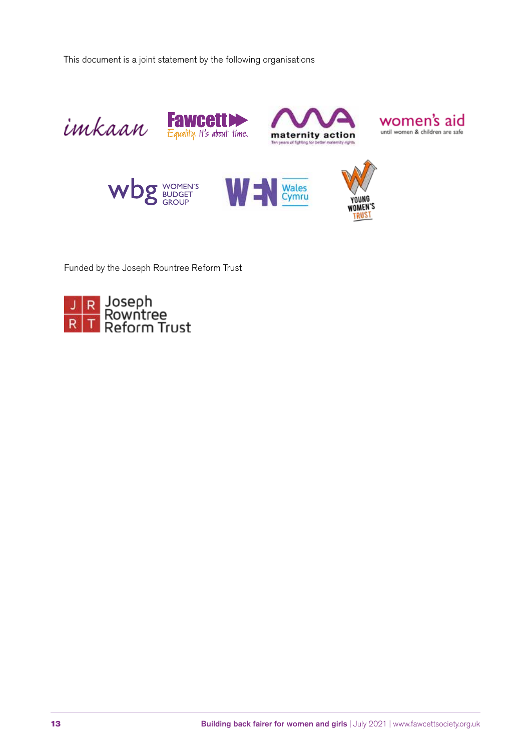This document is a joint statement by the following organisations

imkaan

Fawcett
Equality. It's about time.

maternity action
Ten years of fighting for better maternity rights

women's aid
until women & children are safe

wbg WOMEN'S BUDGET GROUP

WEN Wales Cymru

YOUNG WOMEN'S TRUST

Funded by the Joseph Rountree Reform Trust

JRRT Joseph Rowntree Reform Trust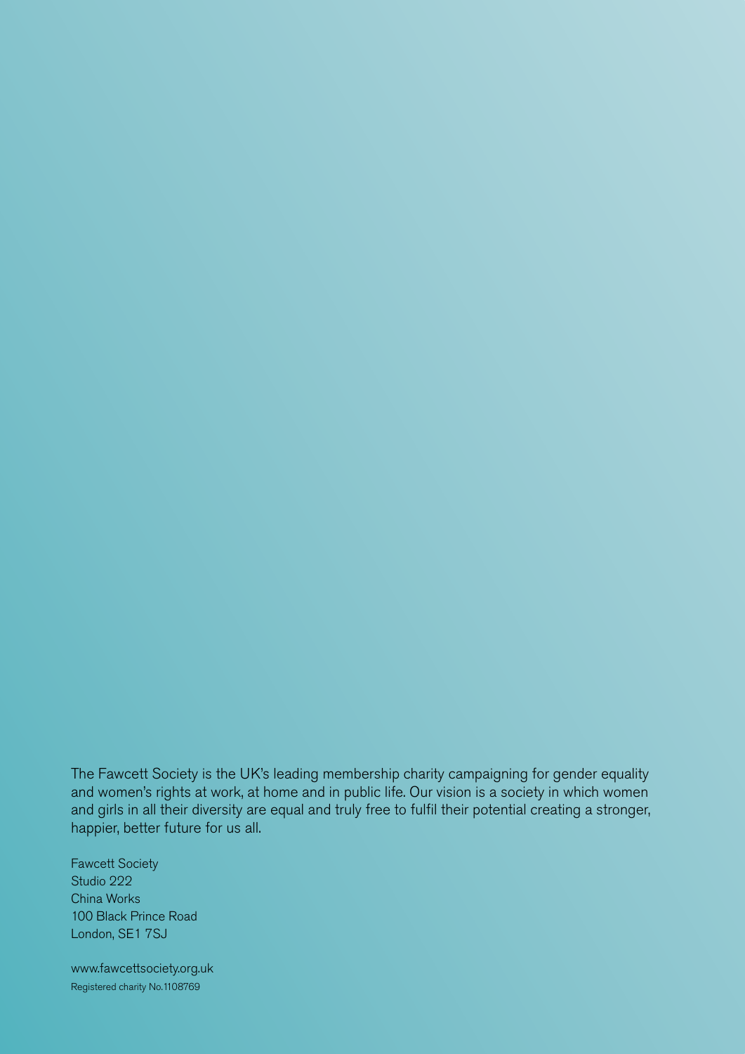The Fawcett Society is the UK's leading membership charity campaigning for gender equality and women's rights at work, at home and in public life. Our vision is a society in which women and girls in all their diversity are equal and truly free to fulfil their potential creating a stronger, happier, better future for us all.

Fawcett Society
Studio 222
China Works
100 Black Prince Road
London, SE1 7SJ

www.fawcettsociety.org.uk
Registered charity No.1108769